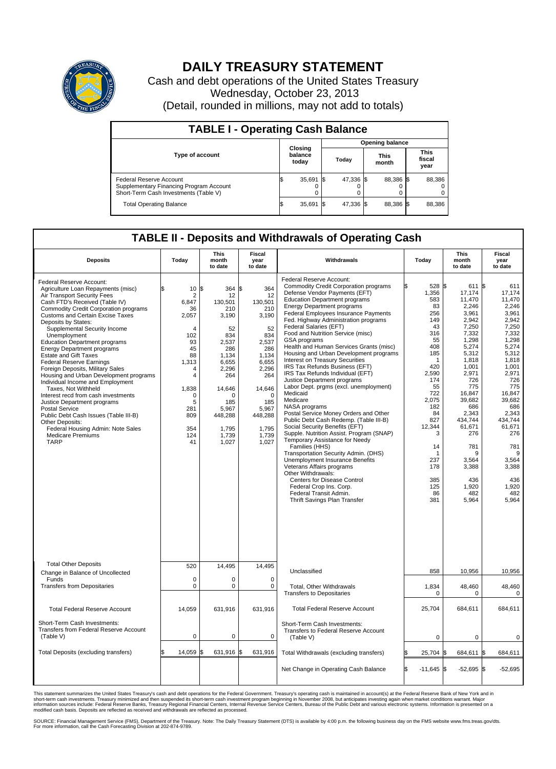# DAILY TREASURY STATEMENT

Cash and debt operations of the United States Treasury

Wednesday, October 23, 2013

(Detail, rounded in millions, may not add to totals)

## TABLE I - Operating Cash Balance

| Type of account | Closing balance today | Opening balance Today | Opening balance This month | Opening balance This fiscal year |
|---|---|---|---|---|
| Federal Reserve Account | $ 35,691 | $ 47,336 | $ 88,386 | $ 88,386 |
| Supplementary Financing Program Account | 0 | 0 | 0 | 0 |
| Short-Term Cash Investments (Table V) | 0 | 0 | 0 | 0 |
| Total Operating Balance | $ 35,691 | $ 47,336 | $ 88,386 | $ 88,386 |

## TABLE II - Deposits and Withdrawals of Operating Cash

| Deposits | Today | This month to date | Fiscal year to date | Withdrawals | Today | This month to date | Fiscal year to date |
|---|---|---|---|---|---|---|---|
| Federal Reserve Account: | | | | Federal Reserve Account: | | | |
| Agriculture Loan Repayments (misc) | $ 10 | $ 364 | $ 364 | Commodity Credit Corporation programs | $ 528 | $ 611 | $ 611 |
| Air Transport Security Fees | 2 | 12 | 12 | Defense Vendor Payments (EFT) | 1,356 | 17,174 | 17,174 |
| Cash FTD's Received (Table IV) | 6,847 | 130,501 | 130,501 | Education Department programs | 583 | 11,470 | 11,470 |
| Commodity Credit Corporation programs | 36 | 210 | 210 | Energy Department programs | 83 | 2,246 | 2,246 |
| Customs and Certain Excise Taxes | 2,057 | 3,190 | 3,190 | Federal Employees Insurance Payments | 256 | 3,961 | 3,961 |
| Deposits by States: | | | | Fed. Highway Administration programs | 149 | 2,942 | 2,942 |
| Supplemental Security Income | 4 | 52 | 52 | Federal Salaries (EFT) | 43 | 7,250 | 7,250 |
| Unemployment | 102 | 834 | 834 | Food and Nutrition Service (misc) | 316 | 7,332 | 7,332 |
| Education Department programs | 93 | 2,537 | 2,537 | GSA programs | 55 | 1,298 | 1,298 |
| Energy Department programs | 45 | 286 | 286 | Health and Human Services Grants (misc) | 408 | 5,274 | 5,274 |
| Estate and Gift Taxes | 88 | 1,134 | 1,134 | Housing and Urban Development programs | 185 | 5,312 | 5,312 |
| Federal Reserve Earnings | 1,313 | 6,655 | 6,655 | Interest on Treasury Securities | 1 | 1,818 | 1,818 |
| Foreign Deposits, Military Sales | 4 | 2,296 | 2,296 | IRS Tax Refunds Business (EFT) | 420 | 1,001 | 1,001 |
| Housing and Urban Development programs | 4 | 264 | 264 | IRS Tax Refunds Individual (EFT) | 2,590 | 2,971 | 2,971 |
| Individual Income and Employment Taxes, Not Withheld | 1,838 | 14,646 | 14,646 | Justice Department programs | 174 | 726 | 726 |
| Interest recd from cash investments | 0 | 0 | 0 | Labor Dept. prgms (excl. unemployment) | 55 | 775 | 775 |
| Justice Department programs | 5 | 185 | 185 | Medicaid | 722 | 16,847 | 16,847 |
| Postal Service | 281 | 5,967 | 5,967 | Medicare | 2,075 | 39,682 | 39,682 |
| Public Debt Cash Issues (Table III-B) | 809 | 448,288 | 448,288 | NASA programs | 182 | 686 | 686 |
| Other Deposits: | | | | Postal Service Money Orders and Other | 84 | 2,343 | 2,343 |
| Federal Housing Admin: Note Sales | 354 | 1,795 | 1,795 | Public Debt Cash Redemp. (Table III-B) | 827 | 434,744 | 434,744 |
| Medicare Premiums | 124 | 1,739 | 1,739 | Social Security Benefits (EFT) | 12,344 | 61,671 | 61,671 |
| TARP | 41 | 1,027 | 1,027 | Supple. Nutrition Assist. Program (SNAP) | 3 | 276 | 276 |
| | | | | Temporary Assistance for Needy Families (HHS) | 14 | 781 | 781 |
| | | | | Transportation Security Admin. (DHS) | 1 | 9 | 9 |
| | | | | Unemployment Insurance Benefits | 237 | 3,564 | 3,564 |
| | | | | Veterans Affairs programs | 178 | 3,388 | 3,388 |
| | | | | Other Withdrawals: | | | |
| | | | | Centers for Disease Control | 385 | 436 | 436 |
| | | | | Federal Crop Ins. Corp. | 125 | 1,920 | 1,920 |
| | | | | Federal Transit Admin. | 86 | 482 | 482 |
| | | | | Thrift Savings Plan Transfer | 381 | 5,964 | 5,964 |
| Total Other Deposits | 520 | 14,495 | 14,495 | Unclassified | 858 | 10,956 | 10,956 |
| Change in Balance of Uncollected Funds | 0 | 0 | 0 | | | | |
| Transfers from Depositaries | 0 | 0 | 0 | Total, Other Withdrawals | 1,834 | 48,460 | 48,460 |
| | | | | Transfers to Depositaries | 0 | 0 | 0 |
| Total Federal Reserve Account | 14,059 | 631,916 | 631,916 | Total Federal Reserve Account | 25,704 | 684,611 | 684,611 |
| Short-Term Cash Investments: Transfers from Federal Reserve Account (Table V) | 0 | 0 | 0 | Short-Term Cash Investments: Transfers to Federal Reserve Account (Table V) | 0 | 0 | 0 |
| Total Deposits (excluding transfers) | $ 14,059 | $ 631,916 | $ 631,916 | Total Withdrawals (excluding transfers) | $ 25,704 | $ 684,611 | $ 684,611 |
| | | | | Net Change in Operating Cash Balance | $ -11,645 | $ -52,695 | $ -52,695 |

This statement summarizes the United States Treasury's cash and debt operations for the Federal Government. Treasury's operating cash is maintained in account(s) at the Federal Reserve Bank of New York and in short-term cash investments. Treasury minimized and then suspended its short-term cash investment program beginning in November 2008, but anticipates investing again when market conditions warrant. Major information sources include: Federal Reserve Banks, Treasury Regional Financial Centers, Internal Revenue Service Centers, Bureau of the Public Debt and various electronic systems. Information is presented on a modified cash basis. Deposits are reflected as received and withdrawals are reflected as processed.

SOURCE: Financial Management Service (FMS), Department of the Treasury. Note: The Daily Treasury Statement (DTS) is available by 4:00 p.m. the following business day on the FMS website www.fms.treas.gov/dts. For more information, call the Cash Forecasting Division at 202-874-9789.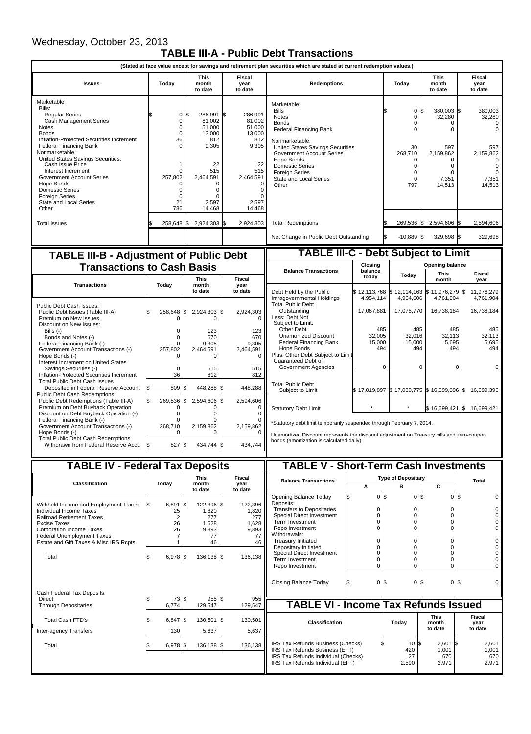Wednesday, October 23, 2013

# TABLE III-A - Public Debt Transactions

(Stated at face value except for savings and retirement plan securities which are stated at current redemption values.)

| Issues | Today | This month to date | Fiscal year to date |
|---|---|---|---|
| Marketable: | | | |
| Bills: | | | |
| Regular Series | $ 0 | $ 286,991 | $ 286,991 |
| Cash Management Series | 0 | 81,002 | 81,002 |
| Notes | 0 | 51,000 | 51,000 |
| Bonds | 0 | 13,000 | 13,000 |
| Inflation-Protected Securities Increment | 36 | 812 | 812 |
| Federal Financing Bank | 0 | 9,305 | 9,305 |
| Nonmarketable: | | | |
| United States Savings Securities: | | | |
| Cash Issue Price | 1 | 22 | 22 |
| Interest Increment | 0 | 515 | 515 |
| Government Account Series | 257,802 | 2,464,591 | 2,464,591 |
| Hope Bonds | 0 | 0 | 0 |
| Domestic Series | 0 | 0 | 0 |
| Foreign Series | 0 | 0 | 0 |
| State and Local Series | 21 | 2,597 | 2,597 |
| Other | 786 | 14,468 | 14,468 |
| Total Issues | $ 258,648 | $ 2,924,303 | $ 2,924,303 |

| Redemptions | Today | This month to date | Fiscal year to date |
|---|---|---|---|
| Marketable: | | | |
| Bills | $ 0 | $ 380,003 | $ 380,003 |
| Notes | 0 | 32,280 | 32,280 |
| Bonds | 0 | 0 | 0 |
| Federal Financing Bank | 0 | 0 | 0 |
| Nonmarketable: | | | |
| United States Savings Securities | 30 | 597 | 597 |
| Government Account Series | 268,710 | 2,159,862 | 2,159,862 |
| Hope Bonds | 0 | 0 | 0 |
| Domestic Series | 0 | 0 | 0 |
| Foreign Series | 0 | 0 | 0 |
| State and Local Series | 0 | 7,351 | 7,351 |
| Other | 797 | 14,513 | 14,513 |
| Total Redemptions | $ 269,536 | $ 2,594,606 | $ 2,594,606 |
| Net Change in Public Debt Outstanding | $ -10,889 | $ 329,698 | $ 329,698 |

# TABLE III-B - Adjustment of Public Debt Transactions to Cash Basis

| Transactions | Today | This month to date | Fiscal year to date |
|---|---|---|---|
| Public Debt Cash Issues: | | | |
| Public Debt Issues (Table III-A) | $ 258,648 | $ 2,924,303 | $ 2,924,303 |
| Premium on New Issues | 0 | 0 | 0 |
| Discount on New Issues: | | | |
| Bills (-) | 0 | 123 | 123 |
| Bonds and Notes (-) | 0 | 670 | 670 |
| Federal Financing Bank (-) | 0 | 9,305 | 9,305 |
| Government Account Transactions (-) | 257,802 | 2,464,591 | 2,464,591 |
| Hope Bonds (-) | 0 | 0 | 0 |
| Interest Increment on United States Savings Securities (-) | 0 | 515 | 515 |
| Inflation-Protected Securities Increment | 36 | 812 | 812 |
| Total Public Debt Cash Issues Deposited in Federal Reserve Account | $ 809 | $ 448,288 | $ 448,288 |
| Public Debt Cash Redemptions: | | | |
| Public Debt Redemptions (Table III-A) | $ 269,536 | $ 2,594,606 | $ 2,594,606 |
| Premium on Debt Buyback Operation | 0 | 0 | 0 |
| Discount on Debt Buyback Operation (-) | 0 | 0 | 0 |
| Federal Financing Bank (-) | 0 | 0 | 0 |
| Government Account Transactions (-) | 268,710 | 2,159,862 | 2,159,862 |
| Hope Bonds (-) | 0 | 0 | 0 |
| Total Public Debt Cash Redemptions Withdrawn from Federal Reserve Acct. | $ 827 | $ 434,744 | $ 434,744 |

# TABLE III-C - Debt Subject to Limit

| Balance Transactions | Closing balance today | Opening balance Today | Opening balance This month | Opening balance Fiscal year |
|---|---|---|---|---|
| Debt Held by the Public | $ 12,113,768 | $ 12,114,163 | $ 11,976,279 | $ 11,976,279 |
| Intragovernmental Holdings | 4,954,114 | 4,964,606 | 4,761,904 | 4,761,904 |
| Total Public Debt Outstanding | 17,067,881 | 17,078,770 | 16,738,184 | 16,738,184 |
| Less: Debt Not Subject to Limit: | | | | |
| Other Debt | 485 | 485 | 485 | 485 |
| Unamortized Discount | 32,005 | 32,016 | 32,113 | 32,113 |
| Federal Financing Bank | 15,000 | 15,000 | 5,695 | 5,695 |
| Hope Bonds | 494 | 494 | 494 | 494 |
| Plus: Other Debt Subject to Limit | | | | |
| Guaranteed Debt of Government Agencies | 0 | 0 | 0 | 0 |
| Total Public Debt Subject to Limit | $ 17,019,897 | $ 17,030,775 | $ 16,699,396 | $ 16,699,396 |
| Statutory Debt Limit | * | * | $ 16,699,421 | $ 16,699,421 |

*Statutory debt limit temporarily suspended through February 7, 2014.

Unamortized Discount represents the discount adjustment on Treasury bills and zero-coupon bonds (amortization is calculated daily).

# TABLE IV - Federal Tax Deposits

| Classification | Today | This month to date | Fiscal year to date |
|---|---|---|---|
| Withheld Income and Employment Taxes | $ 6,891 | $ 122,396 | $ 122,396 |
| Individual Income Taxes | 25 | 1,820 | 1,820 |
| Railroad Retirement Taxes | 2 | 277 | 277 |
| Excise Taxes | 26 | 1,628 | 1,628 |
| Corporation Income Taxes | 26 | 9,893 | 9,893 |
| Federal Unemployment Taxes | 7 | 77 | 77 |
| Estate and Gift Taxes & Misc IRS Rcpts. | 1 | 46 | 46 |
| Total | $ 6,978 | $ 136,138 | $ 136,138 |
| Cash Federal Tax Deposits: | | | |
| Direct | $ 73 | $ 955 | $ 955 |
| Through Depositaries | 6,774 | 129,547 | 129,547 |
| Total Cash FTD's | $ 6,847 | $ 130,501 | $ 130,501 |
| Inter-agency Transfers | 130 | 5,637 | 5,637 |
| Total | $ 6,978 | $ 136,138 | $ 136,138 |

# TABLE V - Short-Term Cash Investments

| Balance Transactions | Type of Depositary A | Type of Depositary B | Type of Depositary C | Total |
|---|---|---|---|---|
| Opening Balance Today | $ 0 | $ 0 | $ 0 | $ 0 |
| Deposits: | | | | |
| Transfers to Depositaries | 0 | 0 | 0 | 0 |
| Special Direct Investment | 0 | 0 | 0 | 0 |
| Term Investment | 0 | 0 | 0 | 0 |
| Repo Investment | 0 | 0 | 0 | 0 |
| Withdrawals: | | | | |
| Treasury Initiated | 0 | 0 | 0 | 0 |
| Depositary Initiated | 0 | 0 | 0 | 0 |
| Special Direct Investment | 0 | 0 | 0 | 0 |
| Term Investment | 0 | 0 | 0 | 0 |
| Repo Investment | 0 | 0 | 0 | 0 |
| Closing Balance Today | $ 0 | $ 0 | $ 0 | $ 0 |

# TABLE VI - Income Tax Refunds Issued

| Classification | Today | This month to date | Fiscal year to date |
|---|---|---|---|
| IRS Tax Refunds Business (Checks) | $ 10 | $ 2,601 | $ 2,601 |
| IRS Tax Refunds Business (EFT) | 420 | 1,001 | 1,001 |
| IRS Tax Refunds Individual (Checks) | 27 | 670 | 670 |
| IRS Tax Refunds Individual (EFT) | 2,590 | 2,971 | 2,971 |